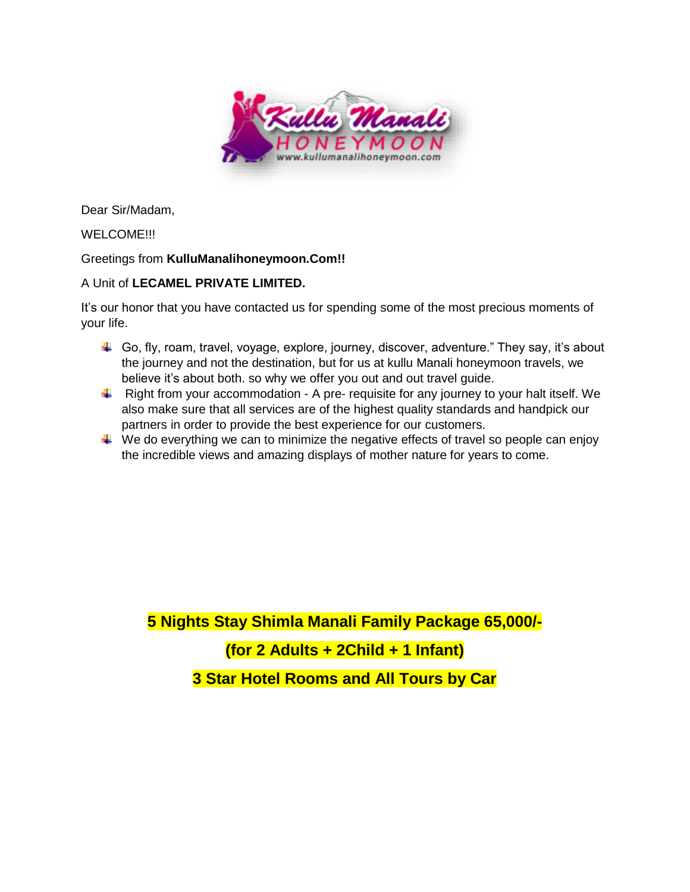Dear Sir/Madam,

WELCOME!!!

Greetings from **KulluManalihoneymoon.Com!!**

A Unit of **LECAMEL PRIVATE LIMITED.**

It's our honor that you have contacted us for spending some of the most precious moments of your life.

- Go, fly, roam, travel, voyage, explore, journey, discover, adventure." They say, it's about the journey and not the destination, but for us at kullu Manali honeymoon travels, we believe it's about both. so why we offer you out and out travel guide.
- Right from your accommodation - A pre- requisite for any journey to your halt itself. We also make sure that all services are of the highest quality standards and handpick our partners in order to provide the best experience for our customers.
- We do everything we can to minimize the negative effects of travel so people can enjoy the incredible views and amazing displays of mother nature for years to come.

**5 Nights Stay Shimla Manali Family Package 65,000/-**

**(for 2 Adults + 2Child + 1 Infant)**

**3 Star Hotel Rooms and All Tours by Car**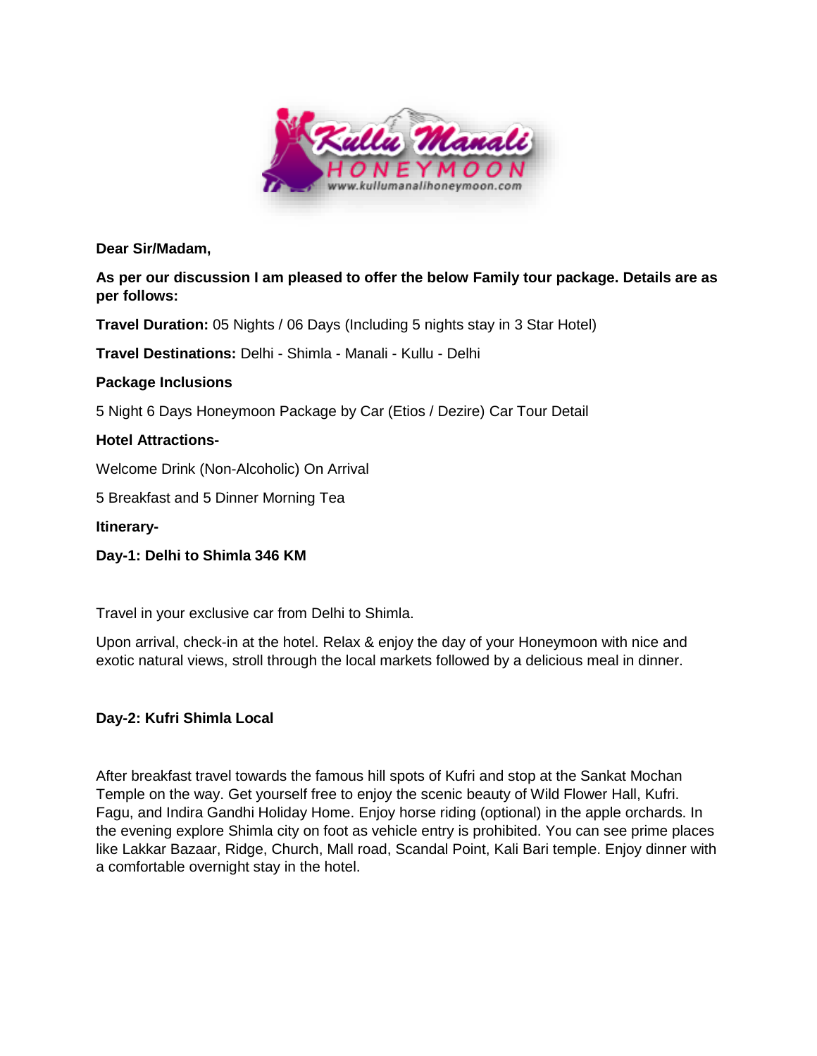**Dear Sir/Madam,**

**As per our discussion I am pleased to offer the below Family tour package. Details are as per follows:**

**Travel Duration:** 05 Nights / 06 Days (Including 5 nights stay in 3 Star Hotel)

**Travel Destinations:** Delhi - Shimla - Manali - Kullu - Delhi

**Package Inclusions**

5 Night 6 Days Honeymoon Package by Car (Etios / Dezire) Car Tour Detail

**Hotel Attractions-**

Welcome Drink (Non-Alcoholic) On Arrival

5 Breakfast and 5 Dinner Morning Tea

**Itinerary-**

**Day-1: Delhi to Shimla 346 KM**

Travel in your exclusive car from Delhi to Shimla.

Upon arrival, check-in at the hotel. Relax & enjoy the day of your Honeymoon with nice and exotic natural views, stroll through the local markets followed by a delicious meal in dinner.

**Day-2: Kufri Shimla Local**

After breakfast travel towards the famous hill spots of Kufri and stop at the Sankat Mochan Temple on the way. Get yourself free to enjoy the scenic beauty of Wild Flower Hall, Kufri. Fagu, and Indira Gandhi Holiday Home. Enjoy horse riding (optional) in the apple orchards. In the evening explore Shimla city on foot as vehicle entry is prohibited. You can see prime places like Lakkar Bazaar, Ridge, Church, Mall road, Scandal Point, Kali Bari temple. Enjoy dinner with a comfortable overnight stay in the hotel.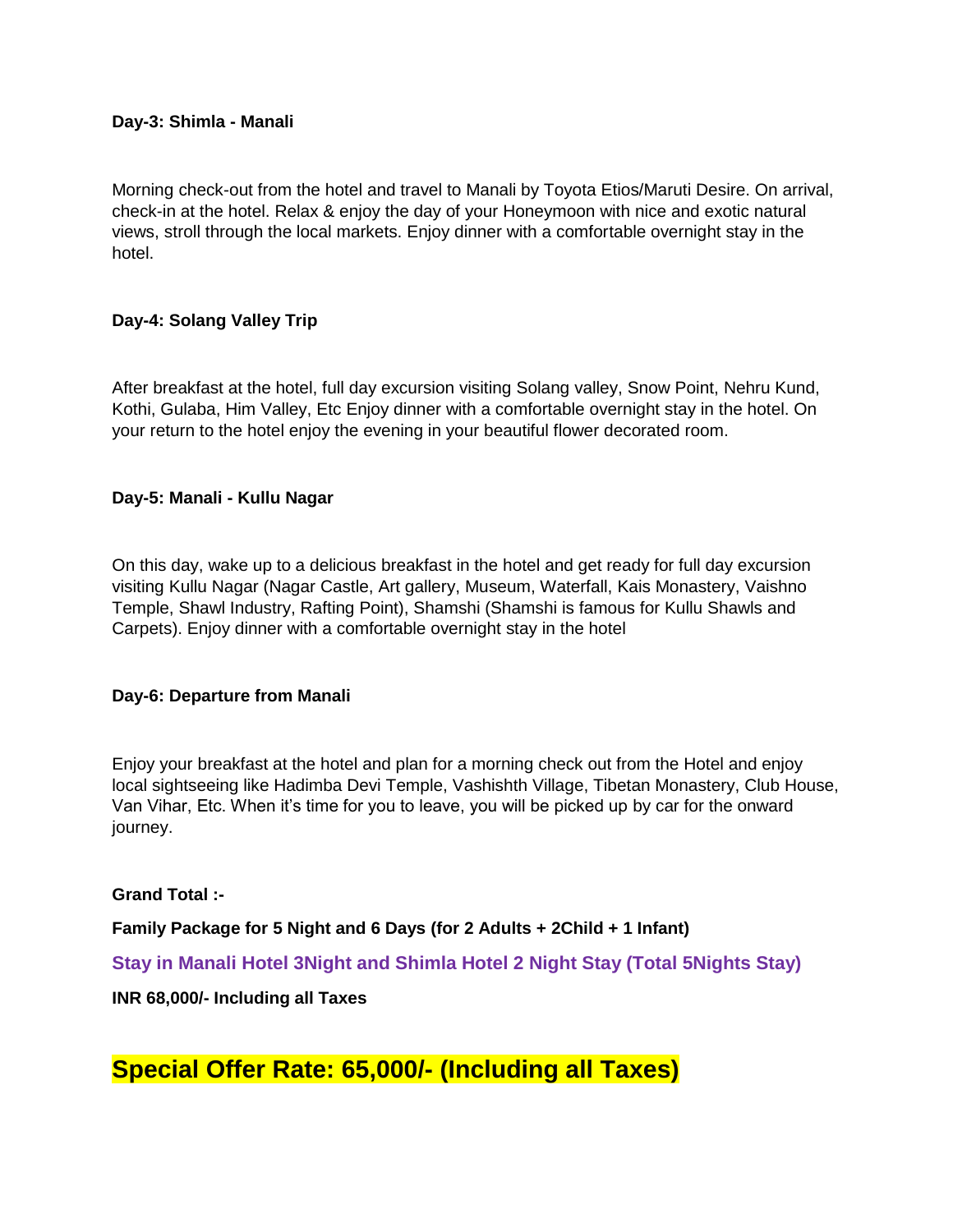**Day-3: Shimla - Manali**

Morning check-out from the hotel and travel to Manali by Toyota Etios/Maruti Desire. On arrival, check-in at the hotel. Relax & enjoy the day of your Honeymoon with nice and exotic natural views, stroll through the local markets. Enjoy dinner with a comfortable overnight stay in the hotel.

**Day-4: Solang Valley Trip**

After breakfast at the hotel, full day excursion visiting Solang valley, Snow Point, Nehru Kund, Kothi, Gulaba, Him Valley, Etc Enjoy dinner with a comfortable overnight stay in the hotel. On your return to the hotel enjoy the evening in your beautiful flower decorated room.

**Day-5: Manali - Kullu Nagar**

On this day, wake up to a delicious breakfast in the hotel and get ready for full day excursion visiting Kullu Nagar (Nagar Castle, Art gallery, Museum, Waterfall, Kais Monastery, Vaishno Temple, Shawl Industry, Rafting Point), Shamshi (Shamshi is famous for Kullu Shawls and Carpets). Enjoy dinner with a comfortable overnight stay in the hotel

**Day-6: Departure from Manali**

Enjoy your breakfast at the hotel and plan for a morning check out from the Hotel and enjoy local sightseeing like Hadimba Devi Temple, Vashishth Village, Tibetan Monastery, Club House, Van Vihar, Etc. When it's time for you to leave, you will be picked up by car for the onward journey.

**Grand Total :-**

**Family Package for 5 Night and 6 Days (for 2 Adults + 2Child + 1 Infant)**

**Stay in Manali Hotel 3Night and Shimla Hotel 2 Night Stay (Total 5Nights Stay)**

**INR 68,000/- Including all Taxes**

## Special Offer Rate: 65,000/- (Including all Taxes)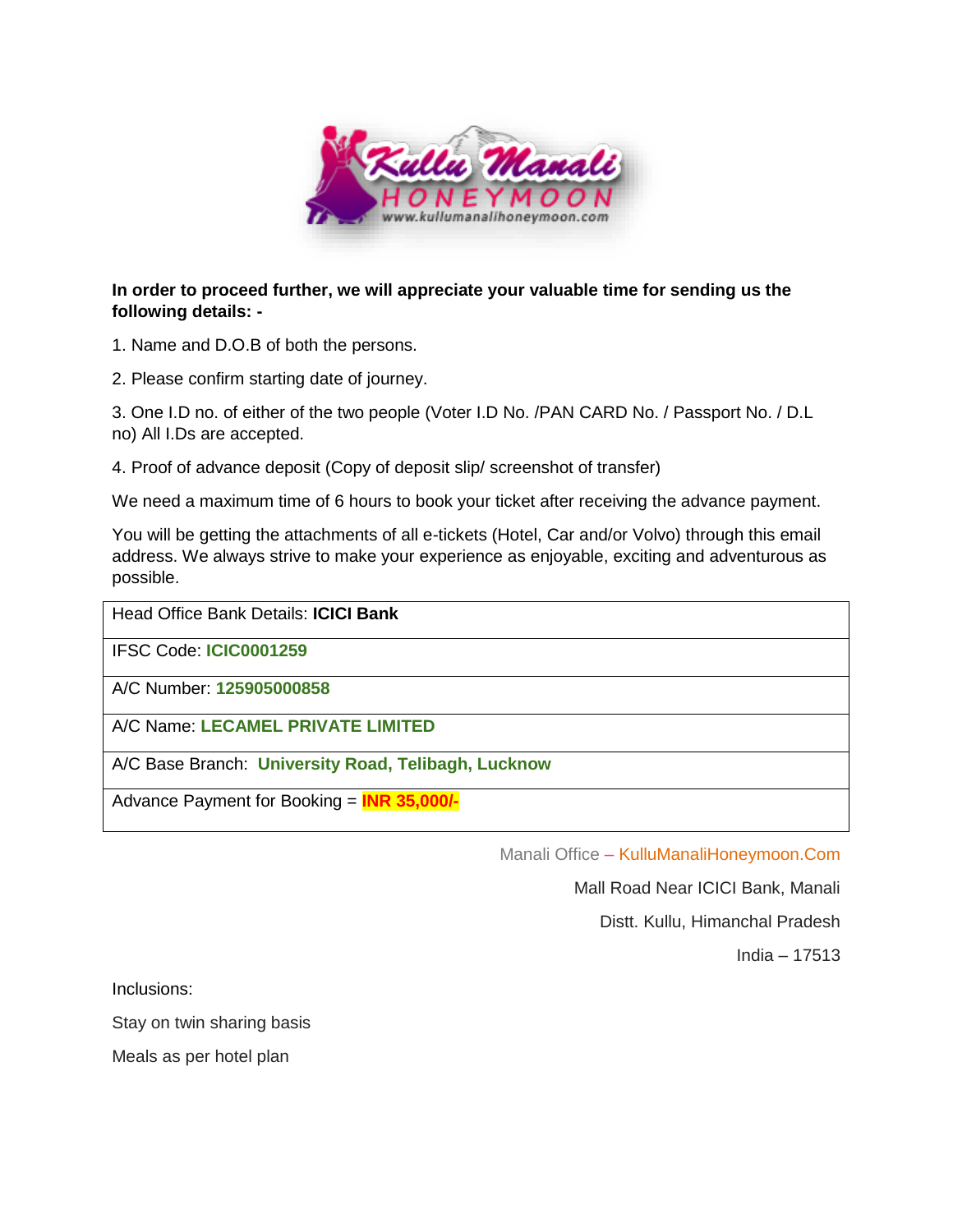**In order to proceed further, we will appreciate your valuable time for sending us the following details: -**

1. Name and D.O.B of both the persons.

2. Please confirm starting date of journey.

3. One I.D no. of either of the two people (Voter I.D No. /PAN CARD No. / Passport No. / D.L no) All I.Ds are accepted.

4. Proof of advance deposit (Copy of deposit slip/ screenshot of transfer)

We need a maximum time of 6 hours to book your ticket after receiving the advance payment.

You will be getting the attachments of all e-tickets (Hotel, Car and/or Volvo) through this email address. We always strive to make your experience as enjoyable, exciting and adventurous as possible.

| Head Office Bank Details: **ICICI Bank** |
|---|
| IFSC Code: **ICIC0001259** |
| A/C Number: **125905000858** |
| A/C Name: **LECAMEL PRIVATE LIMITED** |
| A/C Base Branch: **University Road, Telibagh, Lucknow** |
| Advance Payment for Booking = **INR 35,000/-** |

Manali Office – KulluManaliHoneymoon.Com

Mall Road Near ICICI Bank, Manali

Distt. Kullu, Himanchal Pradesh

India – 17513

Inclusions:

Stay on twin sharing basis

Meals as per hotel plan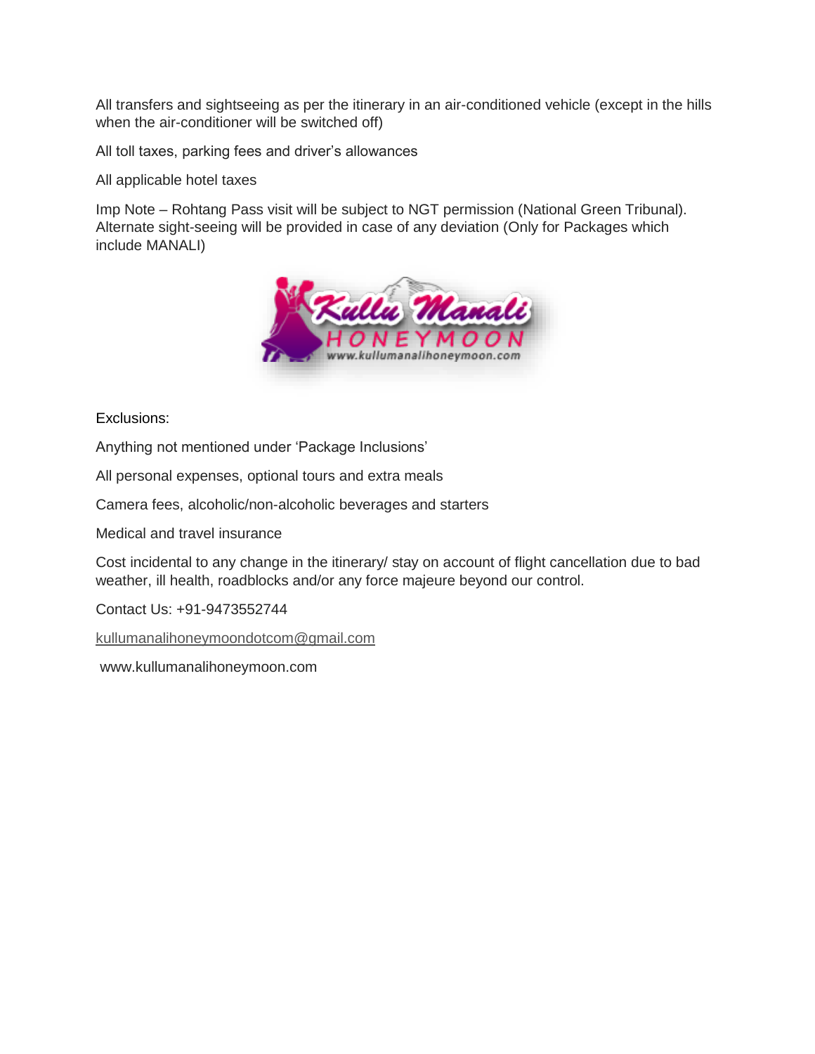All transfers and sightseeing as per the itinerary in an air-conditioned vehicle (except in the hills when the air-conditioner will be switched off)

All toll taxes, parking fees and driver's allowances

All applicable hotel taxes

Imp Note – Rohtang Pass visit will be subject to NGT permission (National Green Tribunal). Alternate sight-seeing will be provided in case of any deviation (Only for Packages which include MANALI)

Exclusions:

Anything not mentioned under 'Package Inclusions'

All personal expenses, optional tours and extra meals

Camera fees, alcoholic/non-alcoholic beverages and starters

Medical and travel insurance

Cost incidental to any change in the itinerary/ stay on account of flight cancellation due to bad weather, ill health, roadblocks and/or any force majeure beyond our control.

Contact Us: +91-9473552744

kullumanalihoneymoondotcom@gmail.com

www.kullumanalihoneymoon.com